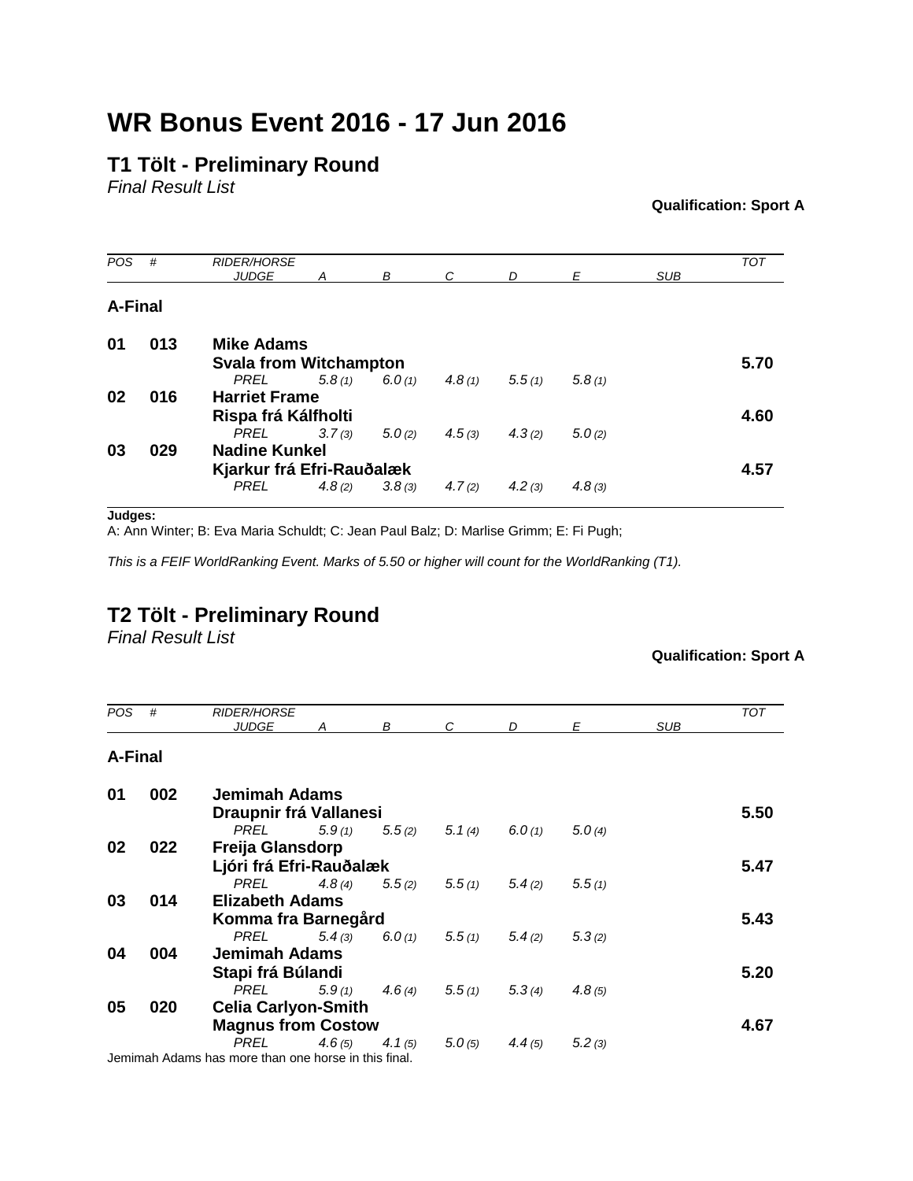# WR Bonus Event 2016 - 17 Jun 2016

## T1 Tölt - Preliminary Round

*Final Result List*

**Qualification: Sport A**

| POS | # | RIDER/HORSE<br>JUDGE | A | B | C | D | E | SUB | TOT |
|---|---|---|---|---|---|---|---|---|---|
| **A-Final** | | | | | | | | | |
| **01** | **013** | **Mike Adams**<br>**Svala from Witchampton** | | | | | | | **5.70** |
| | | *PREL* | *5.8 (1)* | *6.0 (1)* | *4.8 (1)* | *5.5 (1)* | *5.8 (1)* | | |
| **02** | **016** | **Harriet Frame**<br>**Rispa frá Kálfholti** | | | | | | | **4.60** |
| | | *PREL* | *3.7 (3)* | *5.0 (2)* | *4.5 (3)* | *4.3 (2)* | *5.0 (2)* | | |
| **03** | **029** | **Nadine Kunkel**<br>**Kjarkur frá Efri-Rauðalæk** | | | | | | | **4.57** |
| | | *PREL* | *4.8 (2)* | *3.8 (3)* | *4.7 (2)* | *4.2 (3)* | *4.8 (3)* | | |

**Judges:**
A: Ann Winter; B: Eva Maria Schuldt; C: Jean Paul Balz; D: Marlise Grimm; E: Fi Pugh;

*This is a FEIF WorldRanking Event. Marks of 5.50 or higher will count for the WorldRanking (T1).*

## T2 Tölt - Preliminary Round

*Final Result List*

**Qualification: Sport A**

| POS | # | RIDER/HORSE<br>JUDGE | A | B | C | D | E | SUB | TOT |
|---|---|---|---|---|---|---|---|---|---|
| **A-Final** | | | | | | | | | |
| **01** | **002** | **Jemimah Adams**<br>**Draupnir frá Vallanesi** | | | | | | | **5.50** |
| | | *PREL* | *5.9 (1)* | *5.5 (2)* | *5.1 (4)* | *6.0 (1)* | *5.0 (4)* | | |
| **02** | **022** | **Freija Glansdorp**<br>**Ljóri frá Efri-Rauðalæk** | | | | | | | **5.47** |
| | | *PREL* | *4.8 (4)* | *5.5 (2)* | *5.5 (1)* | *5.4 (2)* | *5.5 (1)* | | |
| **03** | **014** | **Elizabeth Adams**<br>**Komma fra Barnegård** | | | | | | | **5.43** |
| | | *PREL* | *5.4 (3)* | *6.0 (1)* | *5.5 (1)* | *5.4 (2)* | *5.3 (2)* | | |
| **04** | **004** | **Jemimah Adams**<br>**Stapi frá Búlandi** | | | | | | | **5.20** |
| | | *PREL* | *5.9 (1)* | *4.6 (4)* | *5.5 (1)* | *5.3 (4)* | *4.8 (5)* | | |
| **05** | **020** | **Celia Carlyon-Smith**<br>**Magnus from Costow** | | | | | | | **4.67** |
| | | *PREL* | *4.6 (5)* | *4.1 (5)* | *5.0 (5)* | *4.4 (5)* | *5.2 (3)* | | |

Jemimah Adams has more than one horse in this final.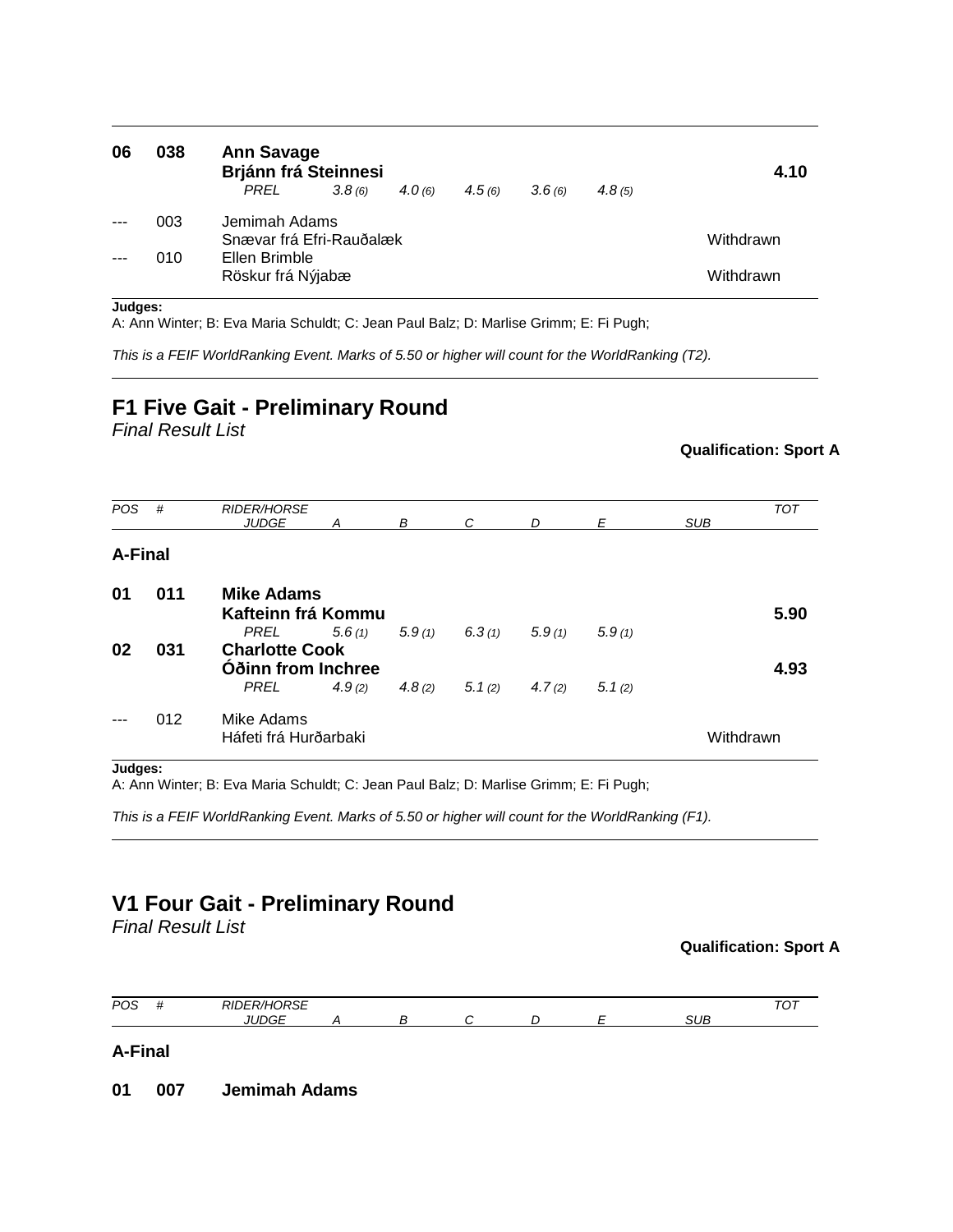| POS | # | RIDER/HORSE / JUDGE | A | B | C | D | E | SUB | TOT |
|---|---|---|---|---|---|---|---|---|---|
| **06** | **038** | **Ann Savage** | | | | | | | |
| | | **Brjánn frá Steinnesi** | | | | | | | **4.10** |
| | | *PREL* | *3.8 (6)* | *4.0 (6)* | *4.5 (6)* | *3.6 (6)* | *4.8 (5)* | | |
| --- | 003 | Jemimah Adams | | | | | | | |
| | | Snævar frá Efri-Rauðalæk | | | | | | | Withdrawn |
| --- | 010 | Ellen Brimble | | | | | | | |
| | | Röskur frá Nýjabæ | | | | | | | Withdrawn |

**Judges:**
A: Ann Winter; B: Eva Maria Schuldt; C: Jean Paul Balz; D: Marlise Grimm; E: Fi Pugh;

*This is a FEIF WorldRanking Event. Marks of 5.50 or higher will count for the WorldRanking (T2).*

## F1 Five Gait - Preliminary Round

*Final Result List*

**Qualification: Sport A**

| *POS* | *#* | *RIDER/HORSE* / *JUDGE* | *A* | *B* | *C* | *D* | *E* | *SUB* | *TOT* |
|---|---|---|---|---|---|---|---|---|---|
| **A-Final** | | | | | | | | | |
| **01** | **011** | **Mike Adams** | | | | | | | |
| | | **Kafteinn frá Kommu** | | | | | | | **5.90** |
| | | *PREL* | *5.6 (1)* | *5.9 (1)* | *6.3 (1)* | *5.9 (1)* | *5.9 (1)* | | |
| **02** | **031** | **Charlotte Cook** | | | | | | | |
| | | **Óðinn from Inchree** | | | | | | | **4.93** |
| | | *PREL* | *4.9 (2)* | *4.8 (2)* | *5.1 (2)* | *4.7 (2)* | *5.1 (2)* | | |
| --- | 012 | Mike Adams | | | | | | | |
| | | Háfeti frá Hurðarbaki | | | | | | | Withdrawn |

**Judges:**
A: Ann Winter; B: Eva Maria Schuldt; C: Jean Paul Balz; D: Marlise Grimm; E: Fi Pugh;

*This is a FEIF WorldRanking Event. Marks of 5.50 or higher will count for the WorldRanking (F1).*

## V1 Four Gait - Preliminary Round

*Final Result List*

**Qualification: Sport A**

| *POS* | *#* | *RIDER/HORSE* / *JUDGE* | *A* | *B* | *C* | *D* | *E* | *SUB* | *TOT* |
|---|---|---|---|---|---|---|---|---|---|
| **A-Final** | | | | | | | | | |
| **01** | **007** | **Jemimah Adams** | | | | | | | |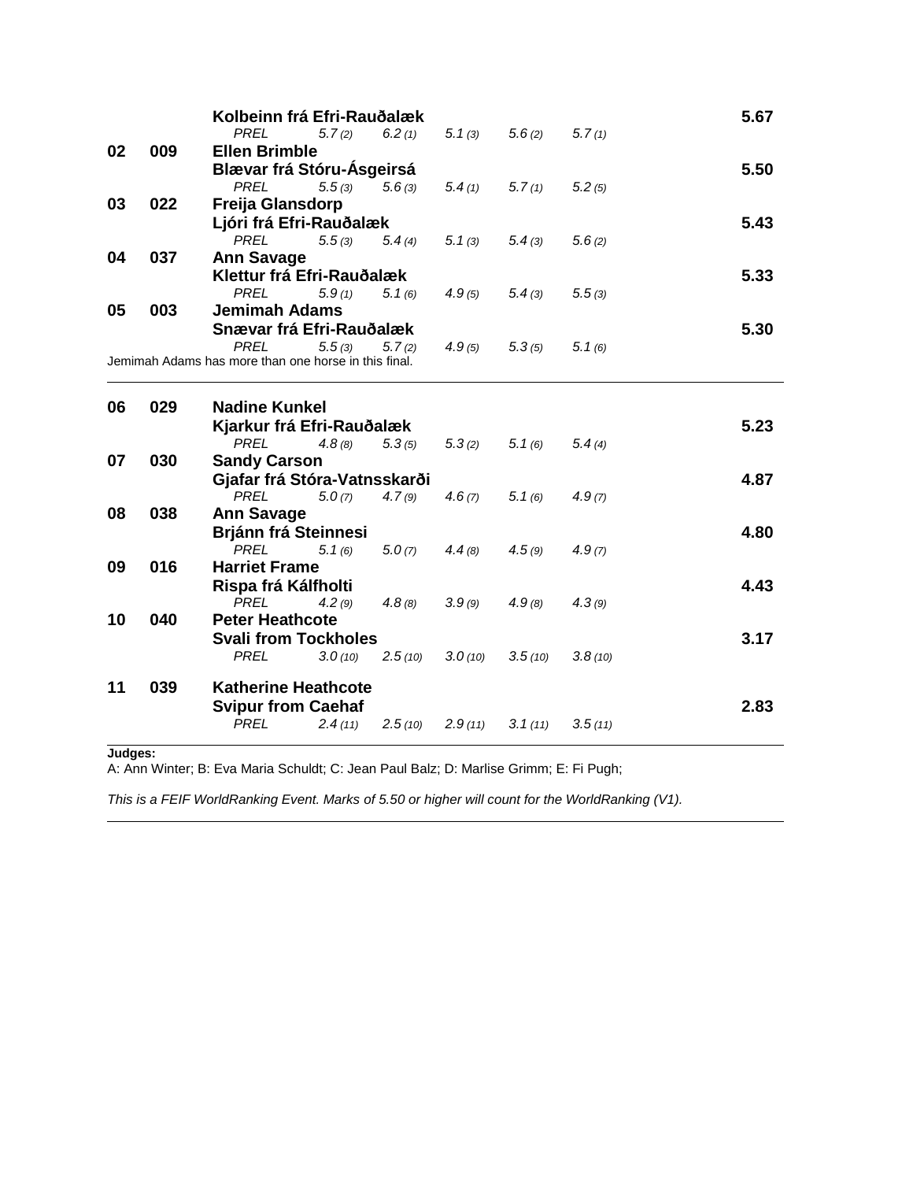| | | | | | | | | |
|---|---|---|---|---|---|---|---|---|
| | | **Kolbeinn frá Efri-Rauðalæk** | | | | | | **5.67** |
| | | *PREL* | *5.7 (2)* | *6.2 (1)* | *5.1 (3)* | *5.6 (2)* | *5.7 (1)* | |
| **02** | **009** | **Ellen Brimble** | | | | | | |
| | | **Blævar frá Stóru-Ásgeirsá** | | | | | | **5.50** |
| | | *PREL* | *5.5 (3)* | *5.6 (3)* | *5.4 (1)* | *5.7 (1)* | *5.2 (5)* | |
| **03** | **022** | **Freija Glansdorp** | | | | | | |
| | | **Ljóri frá Efri-Rauðalæk** | | | | | | **5.43** |
| | | *PREL* | *5.5 (3)* | *5.4 (4)* | *5.1 (3)* | *5.4 (3)* | *5.6 (2)* | |
| **04** | **037** | **Ann Savage** | | | | | | |
| | | **Klettur frá Efri-Rauðalæk** | | | | | | **5.33** |
| | | *PREL* | *5.9 (1)* | *5.1 (6)* | *4.9 (5)* | *5.4 (3)* | *5.5 (3)* | |
| **05** | **003** | **Jemimah Adams** | | | | | | |
| | | **Snævar frá Efri-Rauðalæk** | | | | | | **5.30** |
| | | *PREL* | *5.5 (3)* | *5.7 (2)* | *4.9 (5)* | *5.3 (5)* | *5.1 (6)* | |

Jemimah Adams has more than one horse in this final.

---

| | | | | | | | | |
|---|---|---|---|---|---|---|---|---|
| **06** | **029** | **Nadine Kunkel** | | | | | | |
| | | **Kjarkur frá Efri-Rauðalæk** | | | | | | **5.23** |
| | | *PREL* | *4.8 (8)* | *5.3 (5)* | *5.3 (2)* | *5.1 (6)* | *5.4 (4)* | |
| **07** | **030** | **Sandy Carson** | | | | | | |
| | | **Gjafar frá Stóra-Vatnsskarði** | | | | | | **4.87** |
| | | *PREL* | *5.0 (7)* | *4.7 (9)* | *4.6 (7)* | *5.1 (6)* | *4.9 (7)* | |
| **08** | **038** | **Ann Savage** | | | | | | |
| | | **Brjánn frá Steinnesi** | | | | | | **4.80** |
| | | *PREL* | *5.1 (6)* | *5.0 (7)* | *4.4 (8)* | *4.5 (9)* | *4.9 (7)* | |
| **09** | **016** | **Harriet Frame** | | | | | | |
| | | **Rispa frá Kálfholti** | | | | | | **4.43** |
| | | *PREL* | *4.2 (9)* | *4.8 (8)* | *3.9 (9)* | *4.9 (8)* | *4.3 (9)* | |
| **10** | **040** | **Peter Heathcote** | | | | | | |
| | | **Svali from Tockholes** | | | | | | **3.17** |
| | | *PREL* | *3.0 (10)* | *2.5 (10)* | *3.0 (10)* | *3.5 (10)* | *3.8 (10)* | |
| **11** | **039** | **Katherine Heathcote** | | | | | | |
| | | **Svipur from Caehaf** | | | | | | **2.83** |
| | | *PREL* | *2.4 (11)* | *2.5 (10)* | *2.9 (11)* | *3.1 (11)* | *3.5 (11)* | |

---

**Judges:**
A: Ann Winter; B: Eva Maria Schuldt; C: Jean Paul Balz; D: Marlise Grimm; E: Fi Pugh;

*This is a FEIF WorldRanking Event. Marks of 5.50 or higher will count for the WorldRanking (V1).*

---